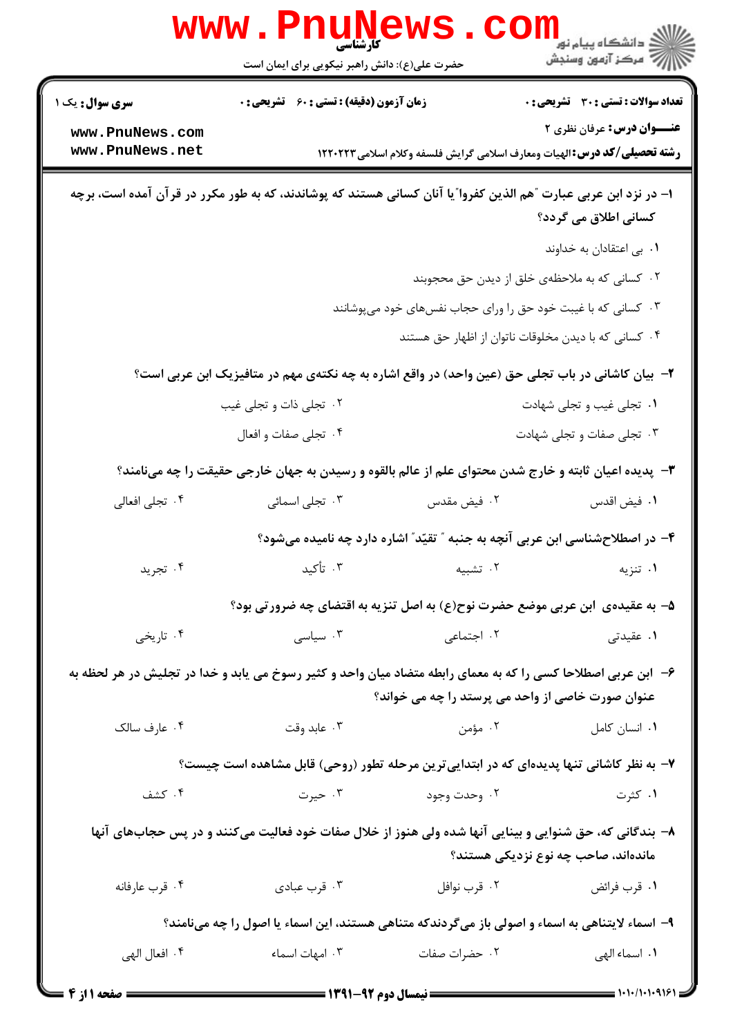کارشناسی

حضرت علی(ع): دانش راهبر نیکویی برای ایمان است

دانشگاه پیام نور
مرکز آزمون وسنجش

**سری سوال:** یک ۱ | **زمان آزمون (دقیقه) : تستی :** ۶۰ **تشریحی :** ۰ | **تعداد سوالات : تستی :** ۳۰ **تشریحی :** ۰

**عنـــوان درس:** عرفان نظری ۲

**رشته تحصیلی/کد درس:** الهیات ومعارف اسلامی گرایش فلسفه وکلام اسلامی ۱۲۲۰۲۲۳

**۱-** در نزد ابن عربی عبارت "هم الذین کفروا" یا آنان کسانی هستند که پوشاندند، که به طور مکرر در قرآن آمده است، برچه کسانی اطلاق می گردد؟

۱. بی اعتقادان به خداوند

۲. کسانی که به ملاحظه‌ی خلق از دیدن حق محجوبند

۳. کسانی که با غیبت خود حق را ورای حجاب نفس‌های خود می‌پوشانند

۴. کسانی که با دیدن مخلوقات ناتوان از اظهار حق هستند

**۲-** بیان کاشانی در باب تجلی حق (عین واحد) در واقع اشاره به چه نکته‌ی مهم در متافیزیک ابن عربی است؟

۱. تجلی غیب و تجلی شهادت

۲. تجلی ذات و تجلی غیب

۳. تجلی صفات و تجلی شهادت

۴. تجلی صفات و افعال

**۳-** پدیده اعیان ثابته و خارج شدن محتوای علم از عالم بالقوه و رسیدن به جهان خارجی حقیقت را چه می‌نامند؟

۱. فیض اقدس

۲. فیض مقدس

۳. تجلی اسمائی

۴. تجلی افعالی

**۴-** در اصطلاح‌شناسی ابن عربی آنچه به جنبه " تقیّد" اشاره دارد چه نامیده می‌شود؟

۱. تنزیه

۲. تشبیه

۳. تأکید

۴. تجرید

**۵-** به عقیده‌ی ابن عربی موضع حضرت نوح(ع) به اصل تنزیه به اقتضای چه ضرورتی بود؟

۱. عقیدتی

۲. اجتماعی

۳. سیاسی

۴. تاریخی

**۶-** ابن عربی اصطلاحا کسی را که به معمای رابطه متضاد میان واحد و کثیر رسوخ می یابد و خدا در تجلیش در هر لحظه به عنوان صورت خاصی از واحد می پرستد را چه می خواند؟

۱. انسان کامل

۲. مؤمن

۳. عابد وقت

۴. عارف سالک

**۷-** به نظر کاشانی تنها پدیده‌ای که در ابتدایی‌ترین مرحله تطور (روحی) قابل مشاهده است چیست؟

۱. کثرت

۲. وحدت وجود

۳. حیرت

۴. کشف

**۸-** بندگانی که، حق شنوایی و بینایی آنها شده ولی هنوز از خلال صفات خود فعالیت می‌کنند و در پس حجاب‌های آنها مانده‌اند، صاحب چه نوع نزدیکی هستند؟

۱. قرب فرائض

۲. قرب نوافل

۳. قرب عبادی

۴. قرب عارفانه

**۹-** اسماء لایتناهی به اسماء و اصولی باز می‌گردندکه متناهی هستند، این اسماء یا اصول را چه می‌نامند؟

۱. اسماء الهی

۲. حضرات صفات

۳. امهات اسماء

۴. افعال الهی

نیمسال دوم ۹۲-۱۳۹۱

۱۰۱۰/۱۰۱۰۹۱۶۱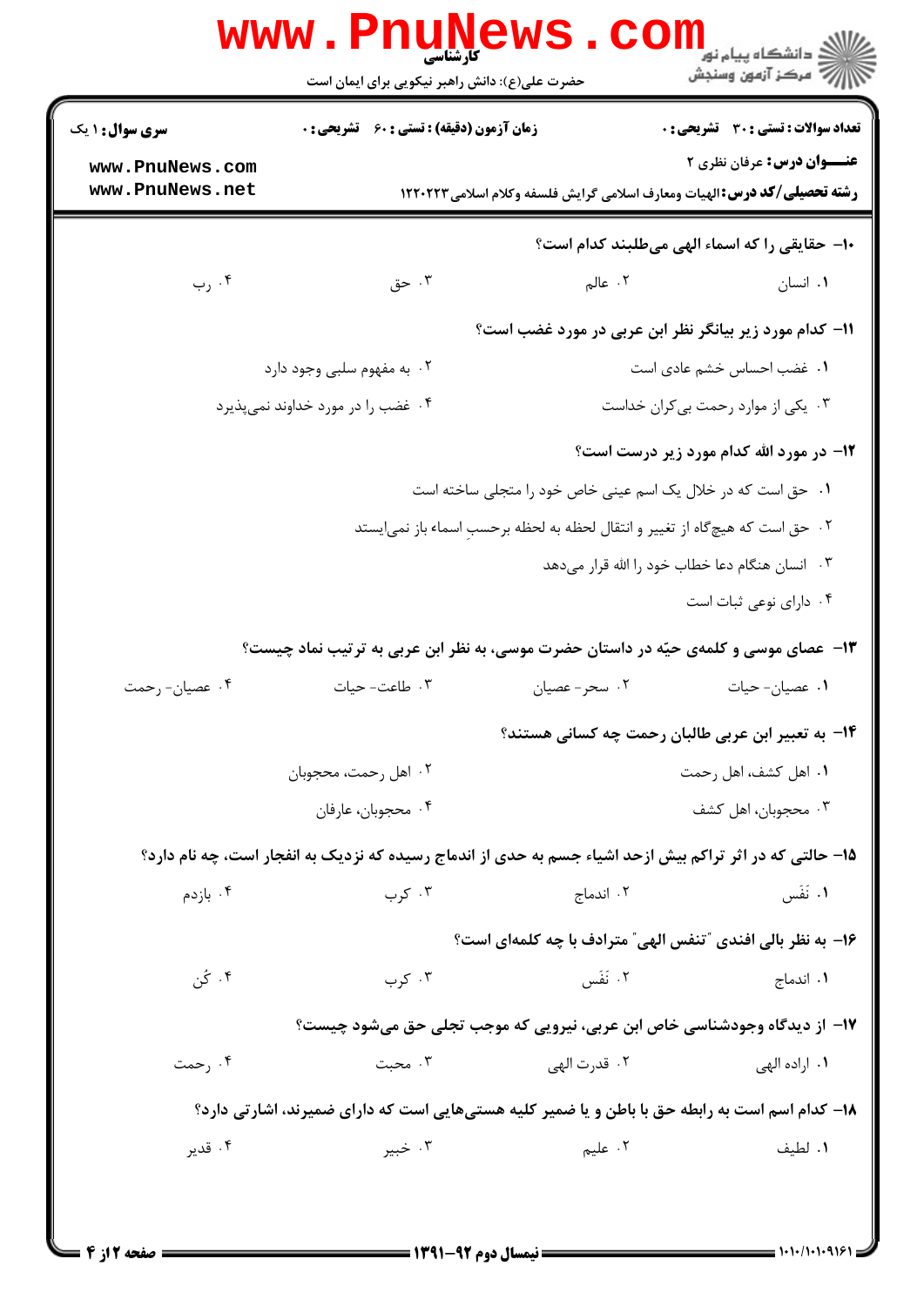۱۰- حقایقی را که اسماء الهی می‌طلبند کدام است؟

۱. انسان
۲. عالم
۳. حق
۴. رب

۱۱- کدام مورد زیر بیانگر نظر ابن عربی در مورد غضب است؟

۱. غضب احساس خشم عادی است
۲. به مفهوم سلبی وجود دارد
۳. یکی از موارد رحمت بی‌کران خداست
۴. غضب را در مورد خداوند نمی‌پذیرد

۱۲- در مورد الله کدام مورد زیر درست است؟

۱. حق است که در خلال یک اسم عینی خاص خود را متجلی ساخته است
۲. حق است که هیچ‌گاه از تغییر و انتقال لحظه به لحظه برحسبِ اسماء باز نمی‌ایستد
۳. انسان هنگام دعا خطاب خود را الله قرار می‌دهد
۴. دارای نوعی ثبات است

۱۳- عصای موسی و کلمه‌ی حیّه در داستان حضرت موسی، به نظر ابن عربی به ترتیب نماد چیست؟

۱. عصیان- حیات
۲. سحر- عصیان
۳. طاعت- حیات
۴. عصیان- رحمت

۱۴- به تعبیر ابن عربی طالبان رحمت چه کسانی هستند؟

۱. اهل کشف، اهل رحمت
۲. اهل رحمت، محجوبان
۳. محجوبان، اهل کشف
۴. محجوبان، عارفان

۱۵- حالتی که در اثر تراکم بیش ازحد اشیاء جسم به حدی از اندماج رسیده که نزدیک به انفجار است، چه نام دارد؟

۱. نَفَس
۲. اندماج
۳. کرب
۴. بازدم

۱۶- به نظر بالی افندی "تنفس الهی" مترادف با چه کلمه‌ای است؟

۱. اندماج
۲. نَفَس
۳. کرب
۴. کُن

۱۷- از دیدگاه وجودشناسی خاص ابن عربی، نیرویی که موجب تجلی حق می‌شود چیست؟

۱. اراده الهی
۲. قدرت الهی
۳. محبت
۴. رحمت

۱۸- کدام اسم است به رابطه حق با باطن و یا ضمیر کلیه هستی‌هایی است که دارای ضمیرند، اشارتی دارد؟

۱. لطیف
۲. علیم
۳. خبیر
۴. قدیر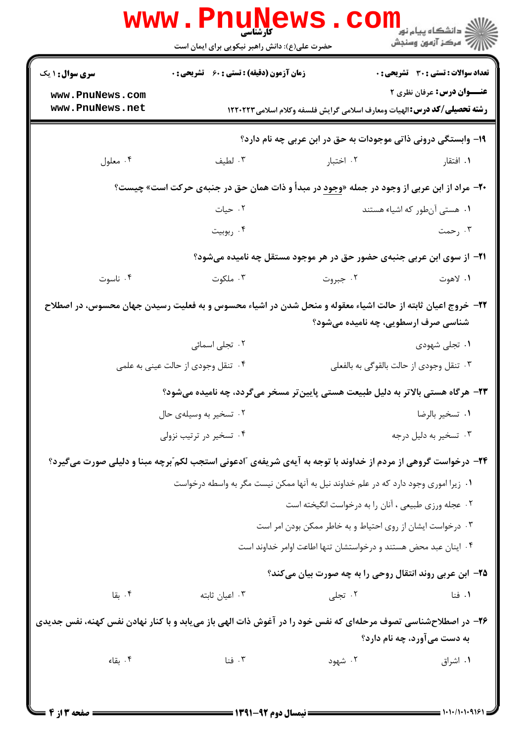۱۹- وابستگی درونی ذاتی موجودات به حق در ابن عربی چه نام دارد؟

۱. افتقار
۲. اختبار
۳. لطیف
۴. معلول

۲۰- مراد از ابن عربی از وجود در جمله «وجود در مبدأ و ذات همان حق در جنبه‌ی حرکت است» چیست؟

۱. هستی آن‌طور که اشیاء هستند
۲. حیات
۳. رحمت
۴. ربوبیت

۲۱- از سوی ابن عربی جنبه‌ی حضور حق در هر موجود مستقل چه نامیده می‌شود؟

۱. لاهوت
۲. جبروت
۳. ملکوت
۴. ناسوت

۲۲- خروج اعیان ثابته از حالت اشیاء معقوله و منحل شدن در اشیاء محسوس و به فعلیت رسیدن جهان محسوس، در اصطلاح شناسی صرف ارسطویی، چه نامیده می‌شود؟

۱. تجلی شهودی
۲. تجلی اسمائی
۳. تنقل وجودی از حالت بالقوگی به بالفعلی
۴. تنقل وجودی از حالت عینی به علمی

۲۳- هرگاه هستی بالاتر به دلیل طبیعت هستی پایین‌تر مسخر می‌گردد، چه نامیده می‌شود؟

۱. تسخیر بالرضا
۲. تسخیر به وسیله‌ی حال
۳. تسخیر به دلیل درجه
۴. تسخیر در ترتیب نزولی

۲۴- درخواست گروهی از مردم از خداوند با توجه به آیه‌ی شریفه‌ی "ادعونی استجب لکم"برچه مبنا و دلیلی صورت می‌گیرد؟

۱. زیرا اموری وجود دارد که در علم خداوند نیل به آنها ممکن نیست مگر به واسطه درخواست
۲. عجله ورزی طبیعی ، آنان را به درخواست انگیخته است
۳. درخواست ایشان از روی احتیاط و به خاطر ممکن بودن امر است
۴. اینان عبد محض هستند و درخواستشان تنها اطاعت اوامر خداوند است

۲۵- ابن عربی روند انتقال روحی را به چه صورت بیان می‌کند؟

۱. فنا
۲. تجلی
۳. اعیان ثابته
۴. بقا

۲۶- در اصطلاح‌شناسی تصوف مرحله‌ای که نفس خود را در آغوش ذات الهی باز می‌یابد و با کنار نهادن نفس کهنه، نفس جدیدی به دست می‌آورد، چه نام دارد؟

۱. اشراق
۲. شهود
۳. فنا
۴. بقاء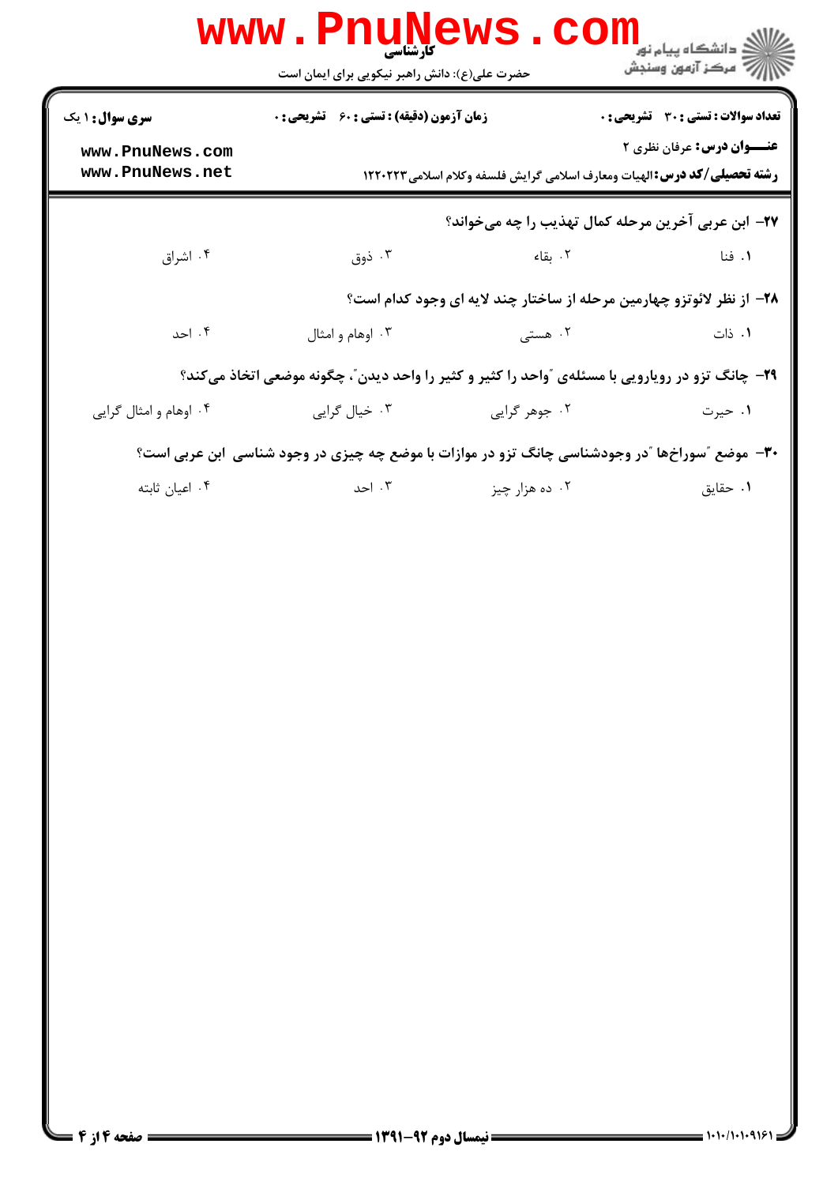۲۷- ابن عربی آخرین مرحله کمال تهذیب را چه می‌خواند؟

۱. فنا
۲. بقاء
۳. ذوق
۴. اشراق

۲۸- از نظر لائوتزو چهارمین مرحله از ساختار چند لایه ای وجود کدام است؟

۱. ذات
۲. هستی
۳. اوهام و امثال
۴. احد

۲۹- چانگ تزو در رویارویی با مسئله‌ی "واحد را کثیر و کثیر را واحد دیدن"، چگونه موضعی اتخاذ می‌کند؟

۱. حیرت
۲. جوهر گرایی
۳. خیال گرایی
۴. اوهام و امثال گرایی

۳۰- موضع "سوراخ‌ها" در وجودشناسی چانگ تزو در موازات با موضع چه چیزی در وجود شناسی ابن عربی است؟

۱. حقایق
۲. ده هزار چیز
۳. احد
۴. اعیان ثابته